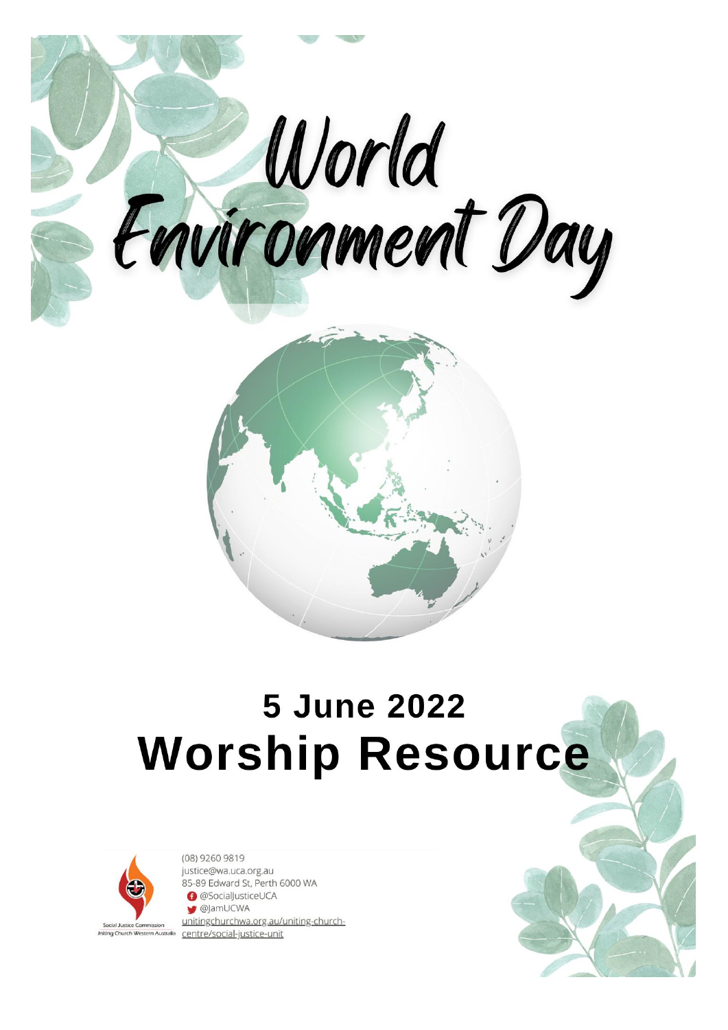# World Environment Day

## 5 June 2022
## Worship Resource

Social Justice Commission
Uniting Church Western Australia

(08) 9260 9819
justice@wa.uca.org.au
85-89 Edward St, Perth 6000 WA
@SocialJusticeUCA
@JamUCWA
unitingchurchwa.org.au/uniting-church-centre/social-justice-unit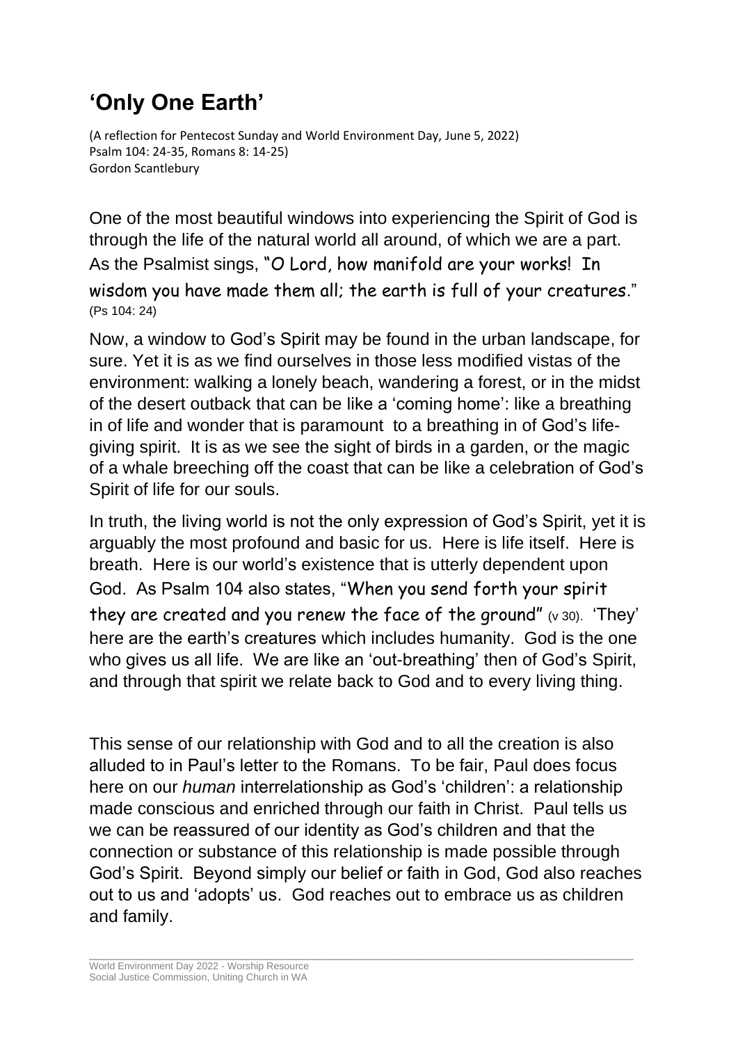# 'Only One Earth'

(A reflection for Pentecost Sunday and World Environment Day, June 5, 2022)
Psalm 104: 24-35, Romans 8: 14-25)
Gordon Scantlebury

One of the most beautiful windows into experiencing the Spirit of God is through the life of the natural world all around, of which we are a part. As the Psalmist sings, "O Lord, how manifold are your works! In wisdom you have made them all; the earth is full of your creatures." (Ps 104: 24)

Now, a window to God's Spirit may be found in the urban landscape, for sure. Yet it is as we find ourselves in those less modified vistas of the environment: walking a lonely beach, wandering a forest, or in the midst of the desert outback that can be like a 'coming home': like a breathing in of life and wonder that is paramount to a breathing in of God's life-giving spirit. It is as we see the sight of birds in a garden, or the magic of a whale breeching off the coast that can be like a celebration of God's Spirit of life for our souls.

In truth, the living world is not the only expression of God's Spirit, yet it is arguably the most profound and basic for us. Here is life itself. Here is breath. Here is our world's existence that is utterly dependent upon God. As Psalm 104 also states, "When you send forth your spirit they are created and you renew the face of the ground" (v 30). 'They' here are the earth's creatures which includes humanity. God is the one who gives us all life. We are like an 'out-breathing' then of God's Spirit, and through that spirit we relate back to God and to every living thing.

This sense of our relationship with God and to all the creation is also alluded to in Paul's letter to the Romans. To be fair, Paul does focus here on our *human* interrelationship as God's 'children': a relationship made conscious and enriched through our faith in Christ. Paul tells us we can be reassured of our identity as God's children and that the connection or substance of this relationship is made possible through God's Spirit. Beyond simply our belief or faith in God, God also reaches out to us and 'adopts' us. God reaches out to embrace us as children and family.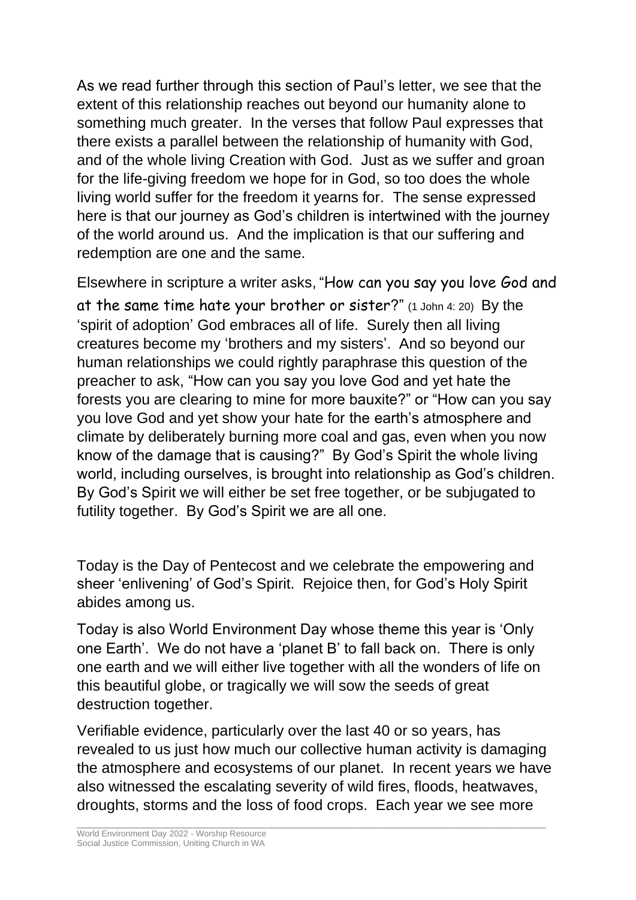As we read further through this section of Paul's letter, we see that the extent of this relationship reaches out beyond our humanity alone to something much greater. In the verses that follow Paul expresses that there exists a parallel between the relationship of humanity with God, and of the whole living Creation with God. Just as we suffer and groan for the life-giving freedom we hope for in God, so too does the whole living world suffer for the freedom it yearns for. The sense expressed here is that our journey as God's children is intertwined with the journey of the world around us. And the implication is that our suffering and redemption are one and the same.

Elsewhere in scripture a writer asks, "How can you say you love God and at the same time hate your brother or sister?" (1 John 4: 20) By the 'spirit of adoption' God embraces all of life. Surely then all living creatures become my 'brothers and my sisters'. And so beyond our human relationships we could rightly paraphrase this question of the preacher to ask, "How can you say you love God and yet hate the forests you are clearing to mine for more bauxite?" or "How can you say you love God and yet show your hate for the earth's atmosphere and climate by deliberately burning more coal and gas, even when you now know of the damage that is causing?" By God's Spirit the whole living world, including ourselves, is brought into relationship as God's children. By God's Spirit we will either be set free together, or be subjugated to futility together. By God's Spirit we are all one.

Today is the Day of Pentecost and we celebrate the empowering and sheer 'enlivening' of God's Spirit. Rejoice then, for God's Holy Spirit abides among us.

Today is also World Environment Day whose theme this year is 'Only one Earth'. We do not have a 'planet B' to fall back on. There is only one earth and we will either live together with all the wonders of life on this beautiful globe, or tragically we will sow the seeds of great destruction together.

Verifiable evidence, particularly over the last 40 or so years, has revealed to us just how much our collective human activity is damaging the atmosphere and ecosystems of our planet. In recent years we have also witnessed the escalating severity of wild fires, floods, heatwaves, droughts, storms and the loss of food crops. Each year we see more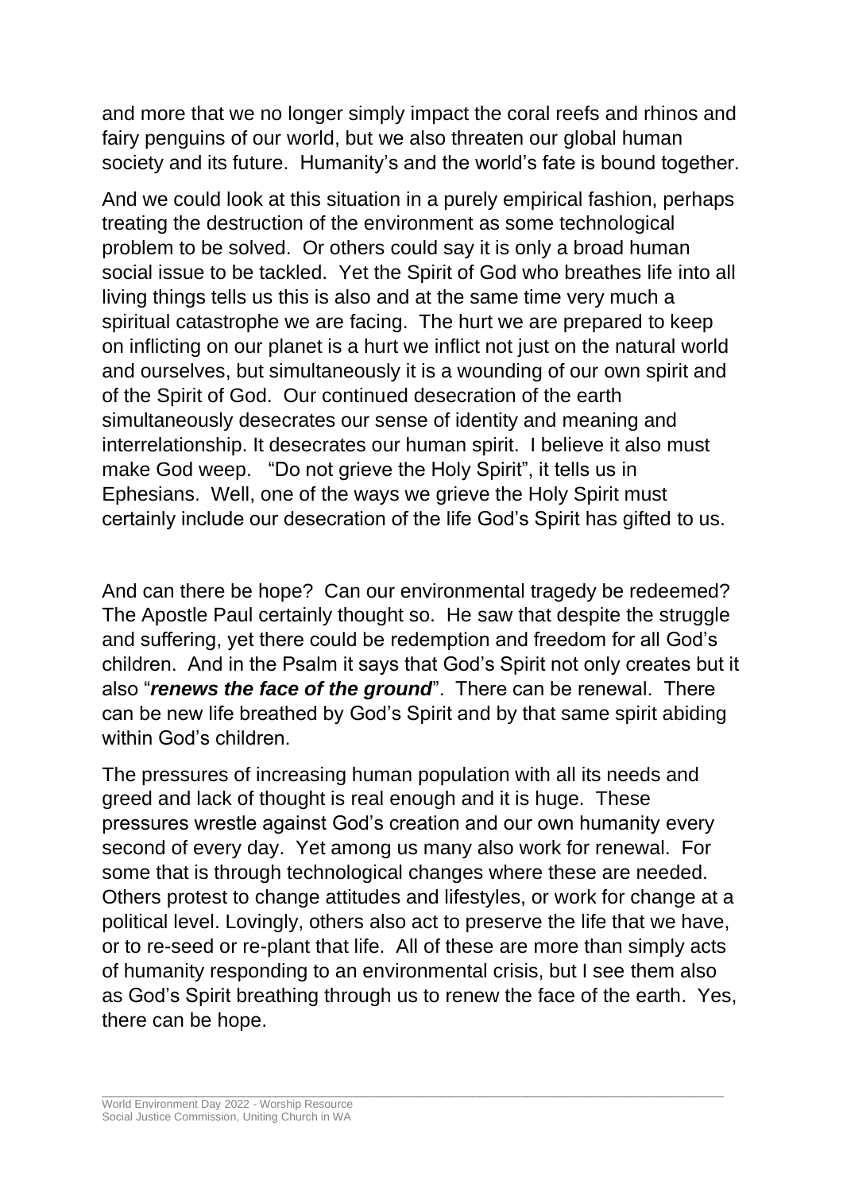and more that we no longer simply impact the coral reefs and rhinos and fairy penguins of our world, but we also threaten our global human society and its future. Humanity's and the world's fate is bound together.

And we could look at this situation in a purely empirical fashion, perhaps treating the destruction of the environment as some technological problem to be solved. Or others could say it is only a broad human social issue to be tackled. Yet the Spirit of God who breathes life into all living things tells us this is also and at the same time very much a spiritual catastrophe we are facing. The hurt we are prepared to keep on inflicting on our planet is a hurt we inflict not just on the natural world and ourselves, but simultaneously it is a wounding of our own spirit and of the Spirit of God. Our continued desecration of the earth simultaneously desecrates our sense of identity and meaning and interrelationship. It desecrates our human spirit. I believe it also must make God weep. "Do not grieve the Holy Spirit", it tells us in Ephesians. Well, one of the ways we grieve the Holy Spirit must certainly include our desecration of the life God's Spirit has gifted to us.

And can there be hope? Can our environmental tragedy be redeemed? The Apostle Paul certainly thought so. He saw that despite the struggle and suffering, yet there could be redemption and freedom for all God's children. And in the Psalm it says that God's Spirit not only creates but it also "***renews the face of the ground***". There can be renewal. There can be new life breathed by God's Spirit and by that same spirit abiding within God's children.

The pressures of increasing human population with all its needs and greed and lack of thought is real enough and it is huge. These pressures wrestle against God's creation and our own humanity every second of every day. Yet among us many also work for renewal. For some that is through technological changes where these are needed. Others protest to change attitudes and lifestyles, or work for change at a political level. Lovingly, others also act to preserve the life that we have, or to re-seed or re-plant that life. All of these are more than simply acts of humanity responding to an environmental crisis, but I see them also as God's Spirit breathing through us to renew the face of the earth. Yes, there can be hope.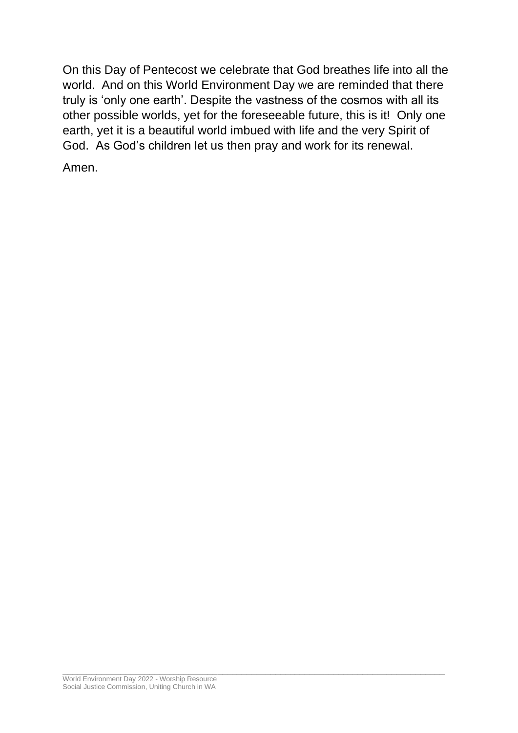On this Day of Pentecost we celebrate that God breathes life into all the world.  And on this World Environment Day we are reminded that there truly is 'only one earth'. Despite the vastness of the cosmos with all its other possible worlds, yet for the foreseeable future, this is it!  Only one earth, yet it is a beautiful world imbued with life and the very Spirit of God.  As God's children let us then pray and work for its renewal.

Amen.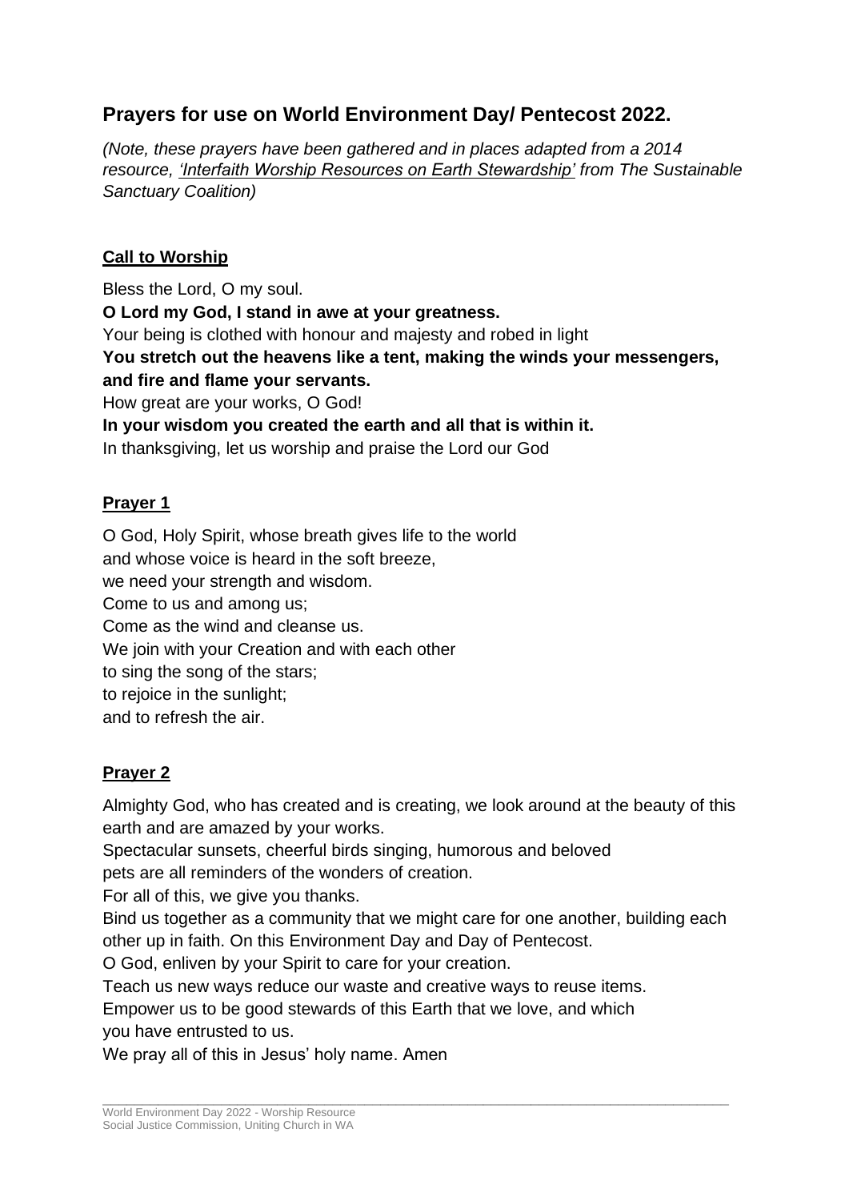## Prayers for use on World Environment Day/ Pentecost 2022.

*(Note, these prayers have been gathered and in places adapted from a 2014 resource, 'Interfaith Worship Resources on Earth Stewardship' from The Sustainable Sanctuary Coalition)*

### Call to Worship

Bless the Lord, O my soul.
**O Lord my God, I stand in awe at your greatness.**
Your being is clothed with honour and majesty and robed in light
**You stretch out the heavens like a tent, making the winds your messengers, and fire and flame your servants.**
How great are your works, O God!
**In your wisdom you created the earth and all that is within it.**
In thanksgiving, let us worship and praise the Lord our God

### Prayer 1

O God, Holy Spirit, whose breath gives life to the world
and whose voice is heard in the soft breeze,
we need your strength and wisdom.
Come to us and among us;
Come as the wind and cleanse us.
We join with your Creation and with each other
to sing the song of the stars;
to rejoice in the sunlight;
and to refresh the air.

### Prayer 2

Almighty God, who has created and is creating, we look around at the beauty of this earth and are amazed by your works.
Spectacular sunsets, cheerful birds singing, humorous and beloved pets are all reminders of the wonders of creation.
For all of this, we give you thanks.
Bind us together as a community that we might care for one another, building each other up in faith. On this Environment Day and Day of Pentecost.
O God, enliven by your Spirit to care for your creation.
Teach us new ways reduce our waste and creative ways to reuse items.
Empower us to be good stewards of this Earth that we love, and which you have entrusted to us.
We pray all of this in Jesus' holy name. Amen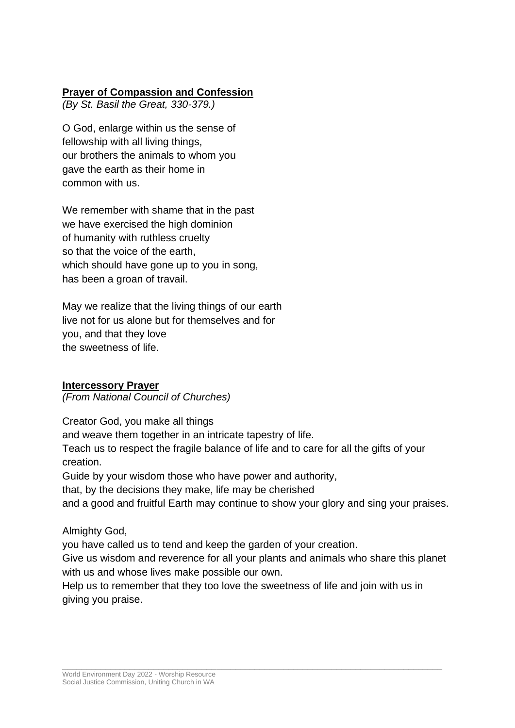**Prayer of Compassion and Confession**
*(By St. Basil the Great, 330-379.)*

O God, enlarge within us the sense of
fellowship with all living things,
our brothers the animals to whom you
gave the earth as their home in
common with us.

We remember with shame that in the past
we have exercised the high dominion
of humanity with ruthless cruelty
so that the voice of the earth,
which should have gone up to you in song,
has been a groan of travail.

May we realize that the living things of our earth
live not for us alone but for themselves and for
you, and that they love
the sweetness of life.

**Intercessory Prayer**
*(From National Council of Churches)*

Creator God, you make all things
and weave them together in an intricate tapestry of life.
Teach us to respect the fragile balance of life and to care for all the gifts of your creation.
Guide by your wisdom those who have power and authority,
that, by the decisions they make, life may be cherished
and a good and fruitful Earth may continue to show your glory and sing your praises.

Almighty God,
you have called us to tend and keep the garden of your creation.
Give us wisdom and reverence for all your plants and animals who share this planet with us and whose lives make possible our own.
Help us to remember that they too love the sweetness of life and join with us in giving you praise.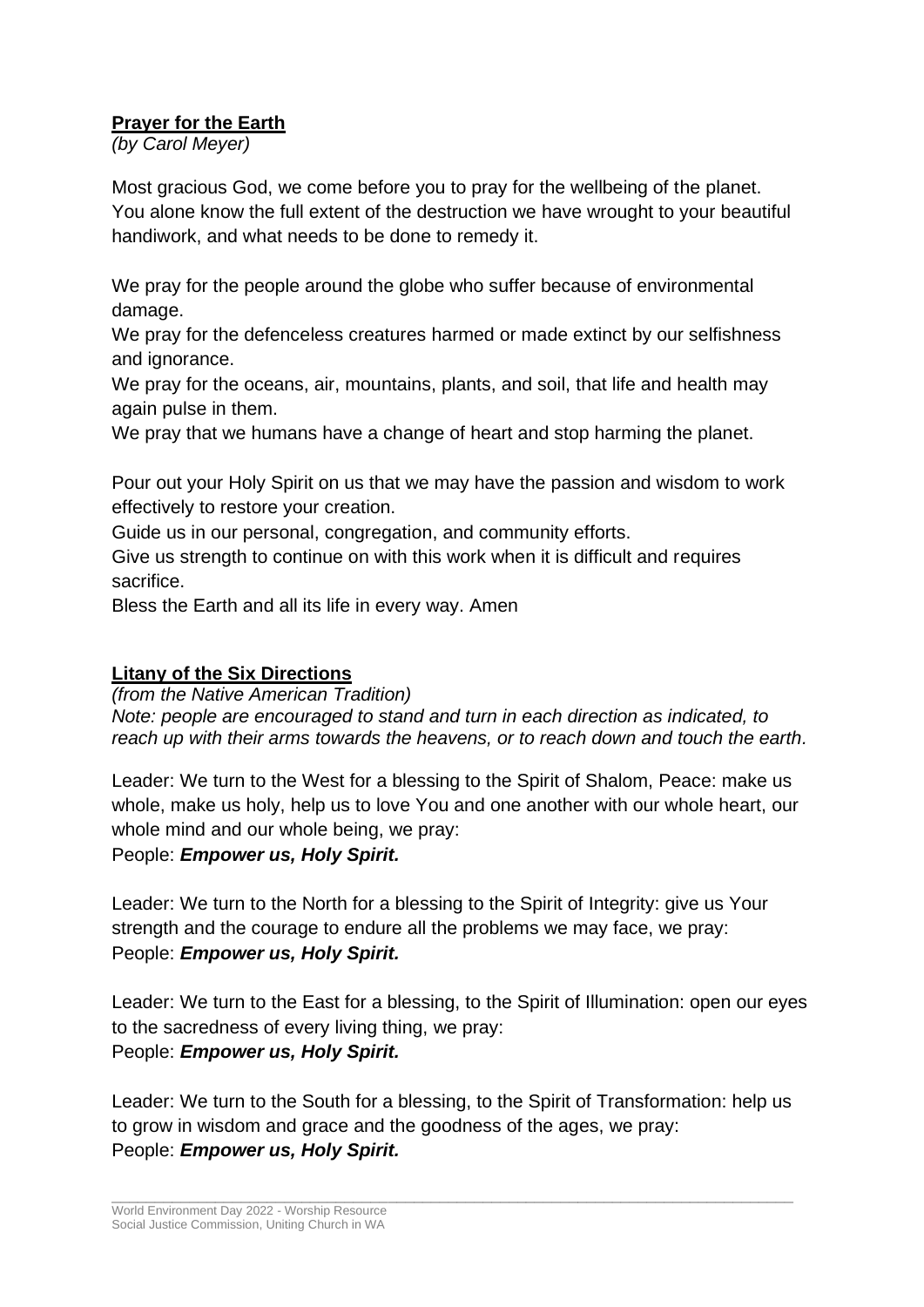**Prayer for the Earth**
*(by Carol Meyer)*

Most gracious God, we come before you to pray for the wellbeing of the planet. You alone know the full extent of the destruction we have wrought to your beautiful handiwork, and what needs to be done to remedy it.

We pray for the people around the globe who suffer because of environmental damage.
We pray for the defenceless creatures harmed or made extinct by our selfishness and ignorance.
We pray for the oceans, air, mountains, plants, and soil, that life and health may again pulse in them.
We pray that we humans have a change of heart and stop harming the planet.

Pour out your Holy Spirit on us that we may have the passion and wisdom to work effectively to restore your creation.
Guide us in our personal, congregation, and community efforts.
Give us strength to continue on with this work when it is difficult and requires sacrifice.
Bless the Earth and all its life in every way. Amen

**Litany of the Six Directions**
*(from the Native American Tradition)*
*Note: people are encouraged to stand and turn in each direction as indicated, to reach up with their arms towards the heavens, or to reach down and touch the earth.*

Leader: We turn to the West for a blessing to the Spirit of Shalom, Peace: make us whole, make us holy, help us to love You and one another with our whole heart, our whole mind and our whole being, we pray:
People: ***Empower us, Holy Spirit.***

Leader: We turn to the North for a blessing to the Spirit of Integrity: give us Your strength and the courage to endure all the problems we may face, we pray:
People: ***Empower us, Holy Spirit.***

Leader: We turn to the East for a blessing, to the Spirit of Illumination: open our eyes to the sacredness of every living thing, we pray:
People: ***Empower us, Holy Spirit.***

Leader: We turn to the South for a blessing, to the Spirit of Transformation: help us to grow in wisdom and grace and the goodness of the ages, we pray:
People: ***Empower us, Holy Spirit.***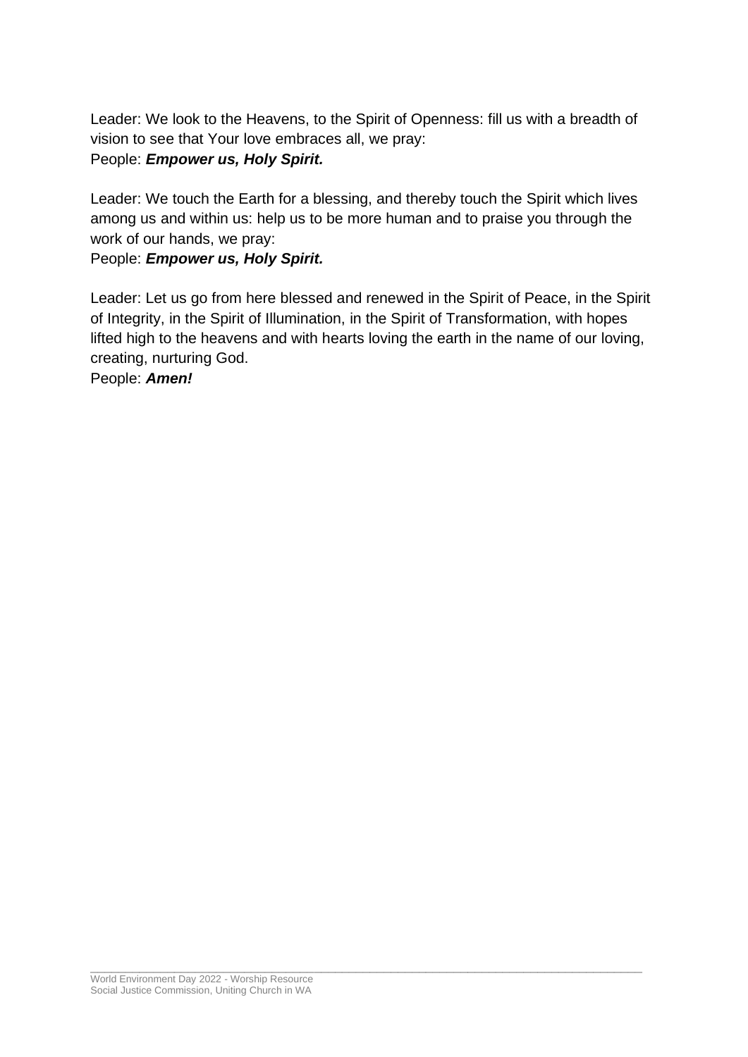Leader: We look to the Heavens, to the Spirit of Openness: fill us with a breadth of vision to see that Your love embraces all, we pray:
People: ***Empower us, Holy Spirit.***

Leader: We touch the Earth for a blessing, and thereby touch the Spirit which lives among us and within us: help us to be more human and to praise you through the work of our hands, we pray:
People: ***Empower us, Holy Spirit.***

Leader: Let us go from here blessed and renewed in the Spirit of Peace, in the Spirit of Integrity, in the Spirit of Illumination, in the Spirit of Transformation, with hopes lifted high to the heavens and with hearts loving the earth in the name of our loving, creating, nurturing God.
People: ***Amen!***